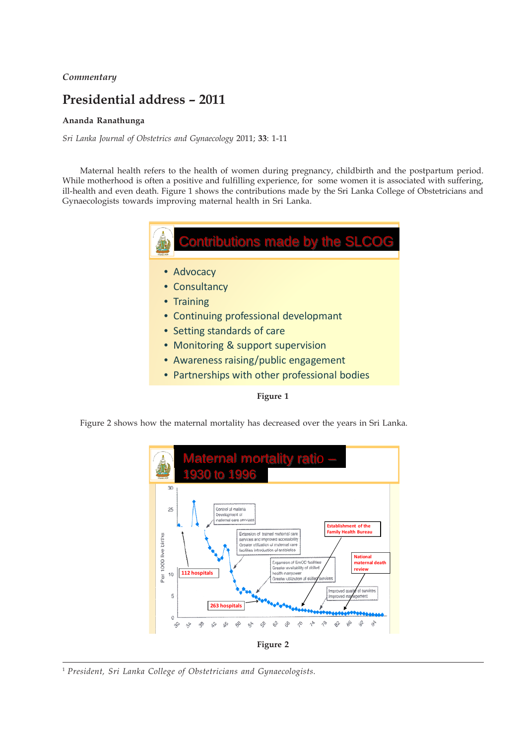*Commentary*

# Presidential address – 2011

**Ananda Ranathunga**

*Sri Lanka Journal of Obstetrics and Gynaecology* 2011; **33**: 1-11

Maternal health refers to the health of women during pregnancy, childbirth and the postpartum period. While motherhood is often a positive and fulfilling experience, for some women it is associated with suffering, ill-health and even death. Figure 1 shows the contributions made by the Sri Lanka College of Obstetricians and Gynaecologists towards improving maternal health in Sri Lanka.

Contributions made by the SLCOG

- Advocacy
- Consultancy
- Training
- Continuing professional developmant
- Setting standards of care
- Monitoring & support supervision
- Awareness raising/public engagement
- Partnerships with other professional bodies

**Figure 1**

Figure 2 shows how the maternal mortality has decreased over the years in Sri Lanka.

**Figure 2**

---

[1] *President, Sri Lanka College of Obstetricians and Gynaecologists.*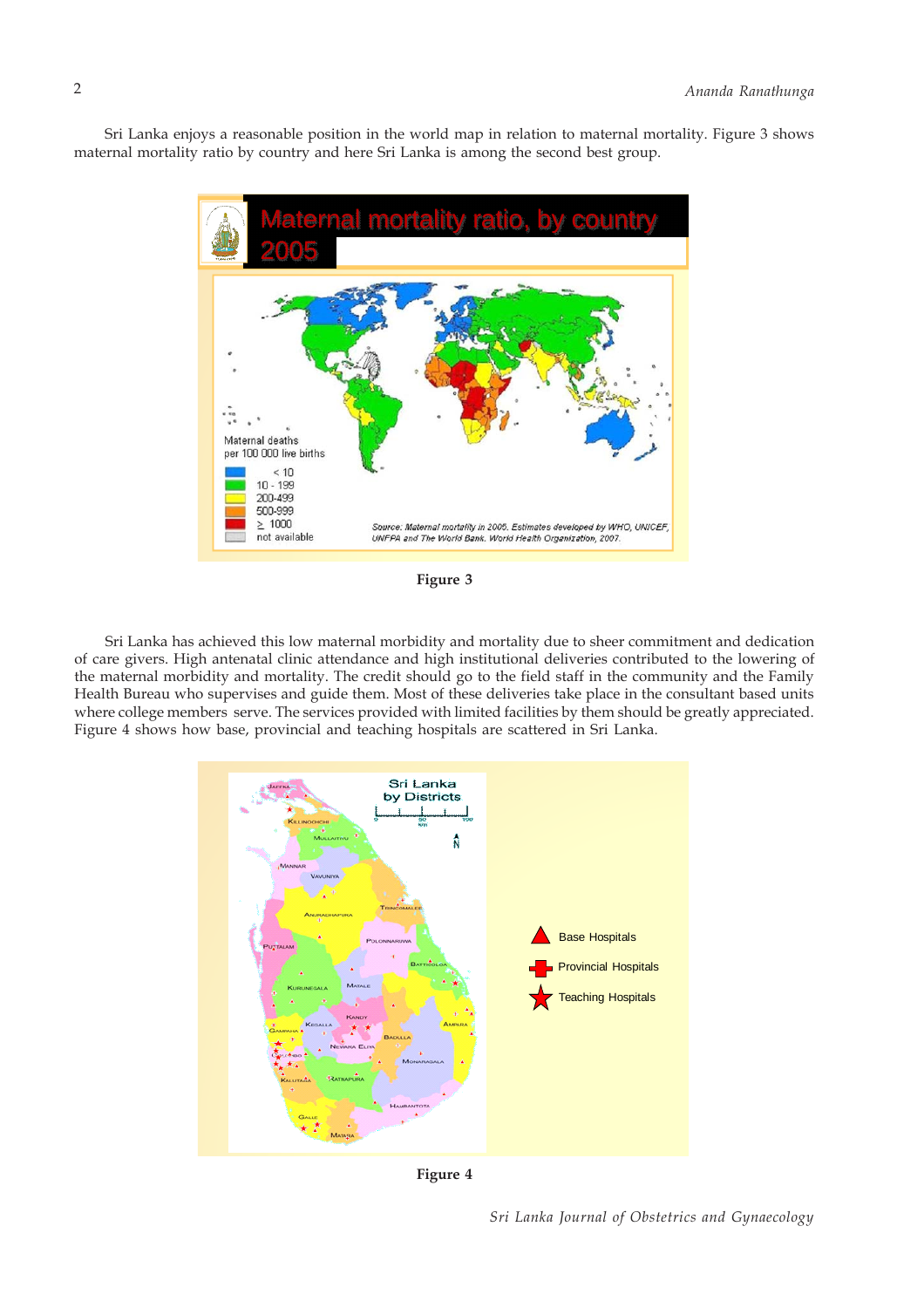Sri Lanka enjoys a reasonable position in the world map in relation to maternal mortality. Figure 3 shows maternal mortality ratio by country and here Sri Lanka is among the second best group.

**Figure 3**

Sri Lanka has achieved this low maternal morbidity and mortality due to sheer commitment and dedication of care givers. High antenatal clinic attendance and high institutional deliveries contributed to the lowering of the maternal morbidity and mortality. The credit should go to the field staff in the community and the Family Health Bureau who supervises and guide them. Most of these deliveries take place in the consultant based units where college members serve. The services provided with limited facilities by them should be greatly appreciated. Figure 4 shows how base, provincial and teaching hospitals are scattered in Sri Lanka.

**Figure 4**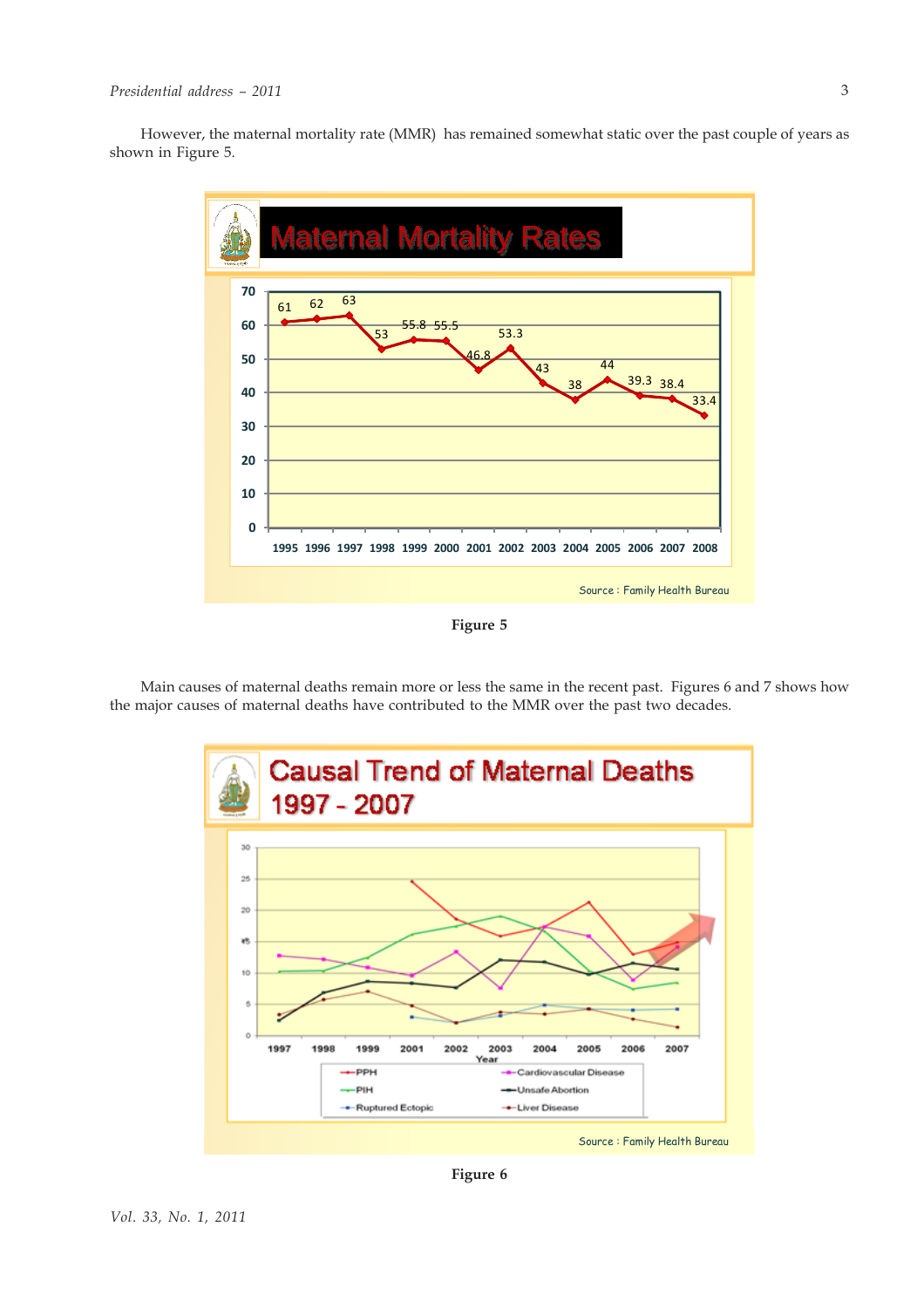However, the maternal mortality rate (MMR) has remained somewhat static over the past couple of years as shown in Figure 5.

**Figure 5**

Main causes of maternal deaths remain more or less the same in the recent past. Figures 6 and 7 shows how the major causes of maternal deaths have contributed to the MMR over the past two decades.

**Figure 6**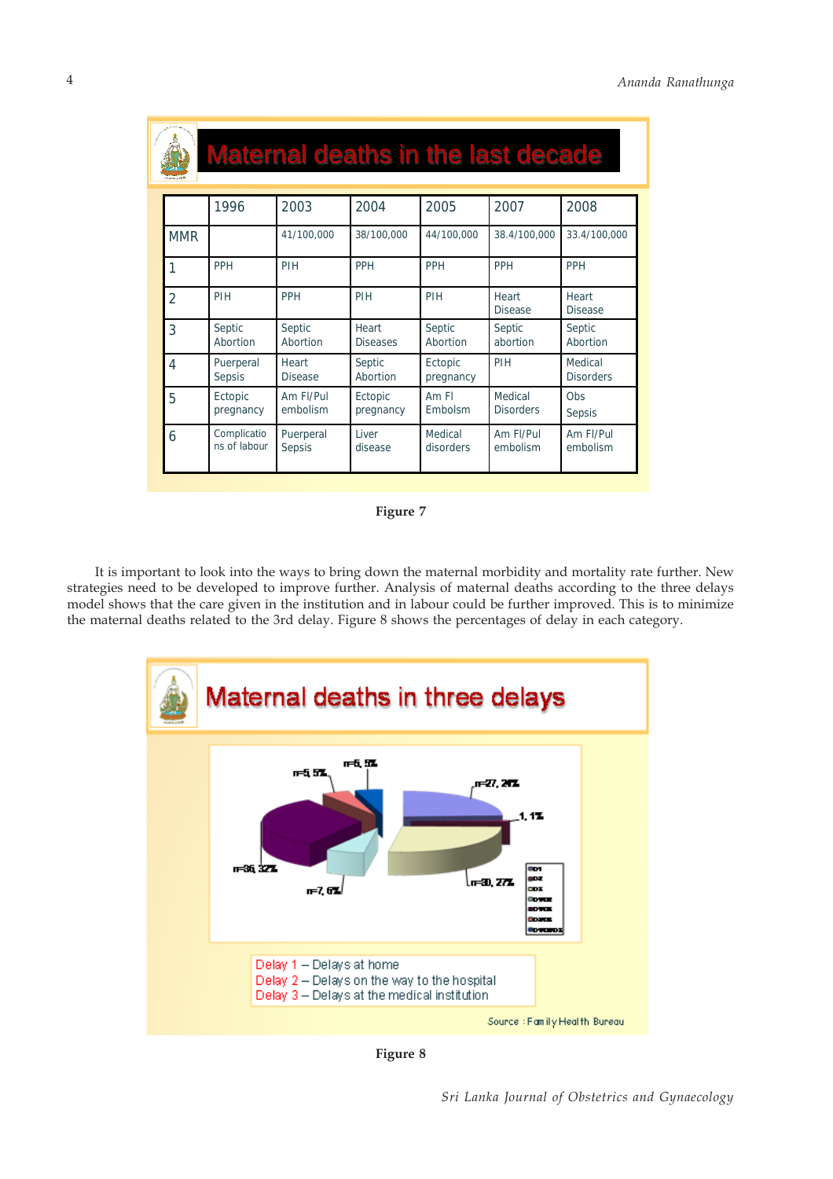**Maternal deaths in the last decade**

| | 1996 | 2003 | 2004 | 2005 | 2007 | 2008 |
|---|---|---|---|---|---|---|
| MMR | | 41/100,000 | 38/100,000 | 44/100,000 | 38.4/100,000 | 33.4/100,000 |
| 1 | PPH | PIH | PPH | PPH | PPH | PPH |
| 2 | PIH | PPH | PIH | PIH | Heart Disease | Heart Disease |
| 3 | Septic Abortion | Septic Abortion | Heart Diseases | Septic Abortion | Septic abortion | Septic Abortion |
| 4 | Puerperal Sepsis | Heart Disease | Septic Abortion | Ectopic pregnancy | PIH | Medical Disorders |
| 5 | Ectopic pregnancy | Am Fl/Pul embolism | Ectopic pregnancy | Am Fl Embolsm | Medical Disorders | Obs Sepsis |
| 6 | Complications of labour | Puerperal Sepsis | Liver disease | Medical disorders | Am Fl/Pul embolism | Am Fl/Pul embolism |

Figure 7

It is important to look into the ways to bring down the maternal morbidity and mortality rate further. New strategies need to be developed to improve further. Analysis of maternal deaths according to the three delays model shows that the care given in the institution and in labour could be further improved. This is to minimize the maternal deaths related to the 3rd delay. Figure 8 shows the percentages of delay in each category.

**Maternal deaths in three delays**

n=27, 24%; 1, 1%; n=30, 27%; n=7, 6%; n=36, 32%; n=5, 5%; n=6, 5%

Delay 1 – Delays at home
Delay 2 – Delays on the way to the hospital
Delay 3 – Delays at the medical institution

Source : Family Health Bureau

Figure 8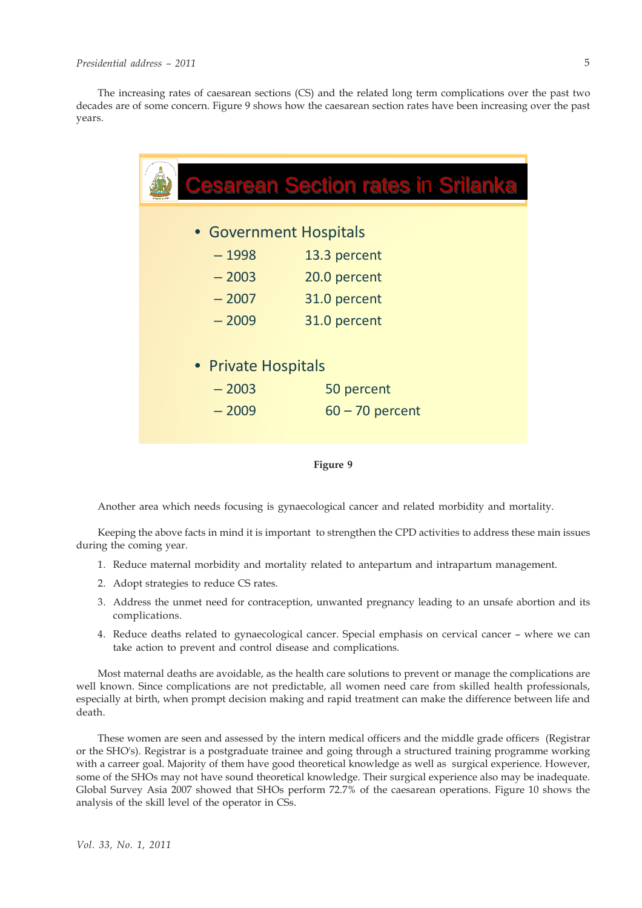The increasing rates of caesarean sections (CS) and the related long term complications over the past two decades are of some concern. Figure 9 shows how the caesarean section rates have been increasing over the past years.

**Cesarean Section rates in Srilanka**

- Government Hospitals
  - 1998 13.3 percent
  - 2003 20.0 percent
  - 2007 31.0 percent
  - 2009 31.0 percent

- Private Hospitals
  - 2003 50 percent
  - 2009 60 – 70 percent

**Figure 9**

Another area which needs focusing is gynaecological cancer and related morbidity and mortality.

Keeping the above facts in mind it is important to strengthen the CPD activities to address these main issues during the coming year.

1. Reduce maternal morbidity and mortality related to antepartum and intrapartum management.
2. Adopt strategies to reduce CS rates.
3. Address the unmet need for contraception, unwanted pregnancy leading to an unsafe abortion and its complications.
4. Reduce deaths related to gynaecological cancer. Special emphasis on cervical cancer – where we can take action to prevent and control disease and complications.

Most maternal deaths are avoidable, as the health care solutions to prevent or manage the complications are well known. Since complications are not predictable, all women need care from skilled health professionals, especially at birth, when prompt decision making and rapid treatment can make the difference between life and death.

These women are seen and assessed by the intern medical officers and the middle grade officers (Registrar or the SHO's). Registrar is a postgraduate trainee and going through a structured training programme working with a carreer goal. Majority of them have good theoretical knowledge as well as surgical experience. However, some of the SHOs may not have sound theoretical knowledge. Their surgical experience also may be inadequate. Global Survey Asia 2007 showed that SHOs perform 72.7% of the caesarean operations. Figure 10 shows the analysis of the skill level of the operator in CSs.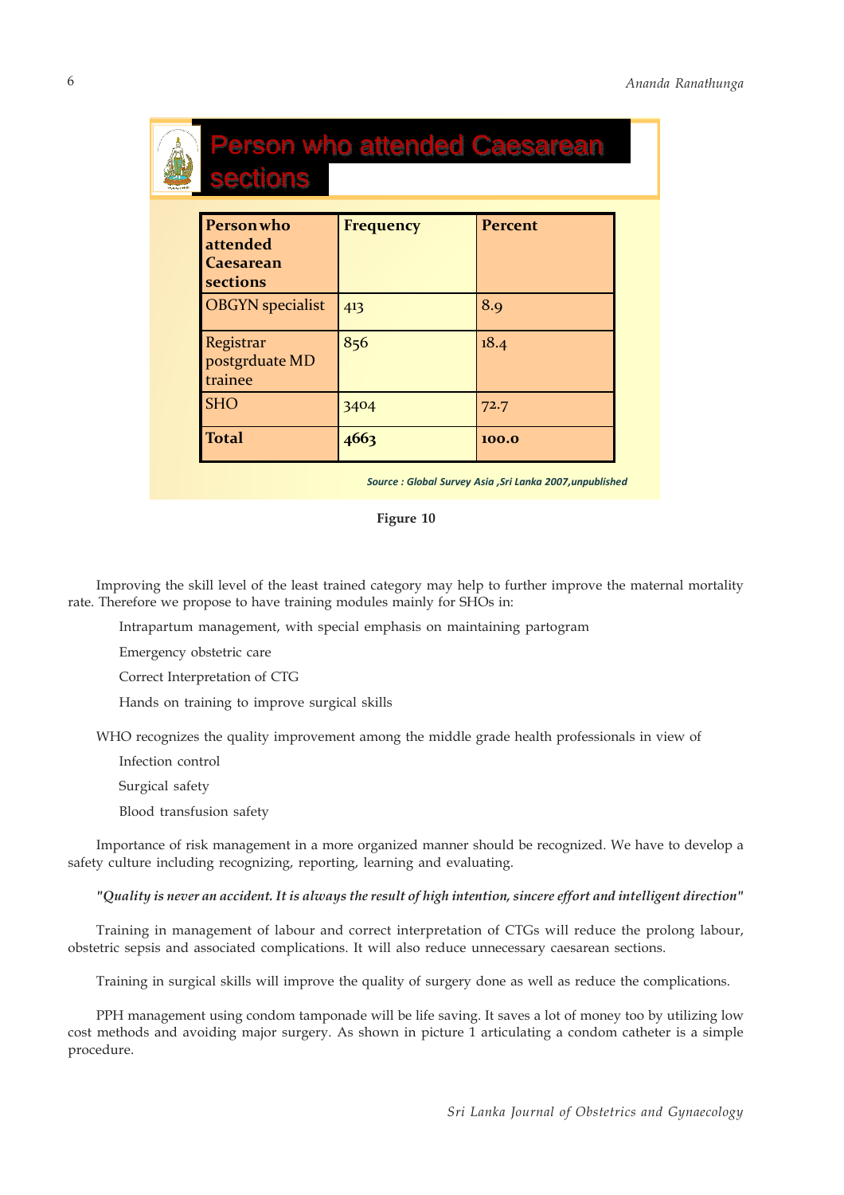**Person who attended Caesarean sections**

| Person who attended Caesarean sections | Frequency | Percent |
|---|---|---|
| OBGYN specialist | 413 | 8.9 |
| Registrar postgrduate MD trainee | 856 | 18.4 |
| SHO | 3404 | 72.7 |
| **Total** | **4663** | **100.0** |

*Source : Global Survey Asia ,Sri Lanka 2007,unpublished*

**Figure 10**

Improving the skill level of the least trained category may help to further improve the maternal mortality rate. Therefore we propose to have training modules mainly for SHOs in:

Intrapartum management, with special emphasis on maintaining partogram

Emergency obstetric care

Correct Interpretation of CTG

Hands on training to improve surgical skills

WHO recognizes the quality improvement among the middle grade health professionals in view of

Infection control

Surgical safety

Blood transfusion safety

Importance of risk management in a more organized manner should be recognized. We have to develop a safety culture including recognizing, reporting, learning and evaluating.

***"Quality is never an accident. It is always the result of high intention, sincere effort and intelligent direction"***

Training in management of labour and correct interpretation of CTGs will reduce the prolong labour, obstetric sepsis and associated complications. It will also reduce unnecessary caesarean sections.

Training in surgical skills will improve the quality of surgery done as well as reduce the complications.

PPH management using condom tamponade will be life saving. It saves a lot of money too by utilizing low cost methods and avoiding major surgery. As shown in picture 1 articulating a condom catheter is a simple procedure.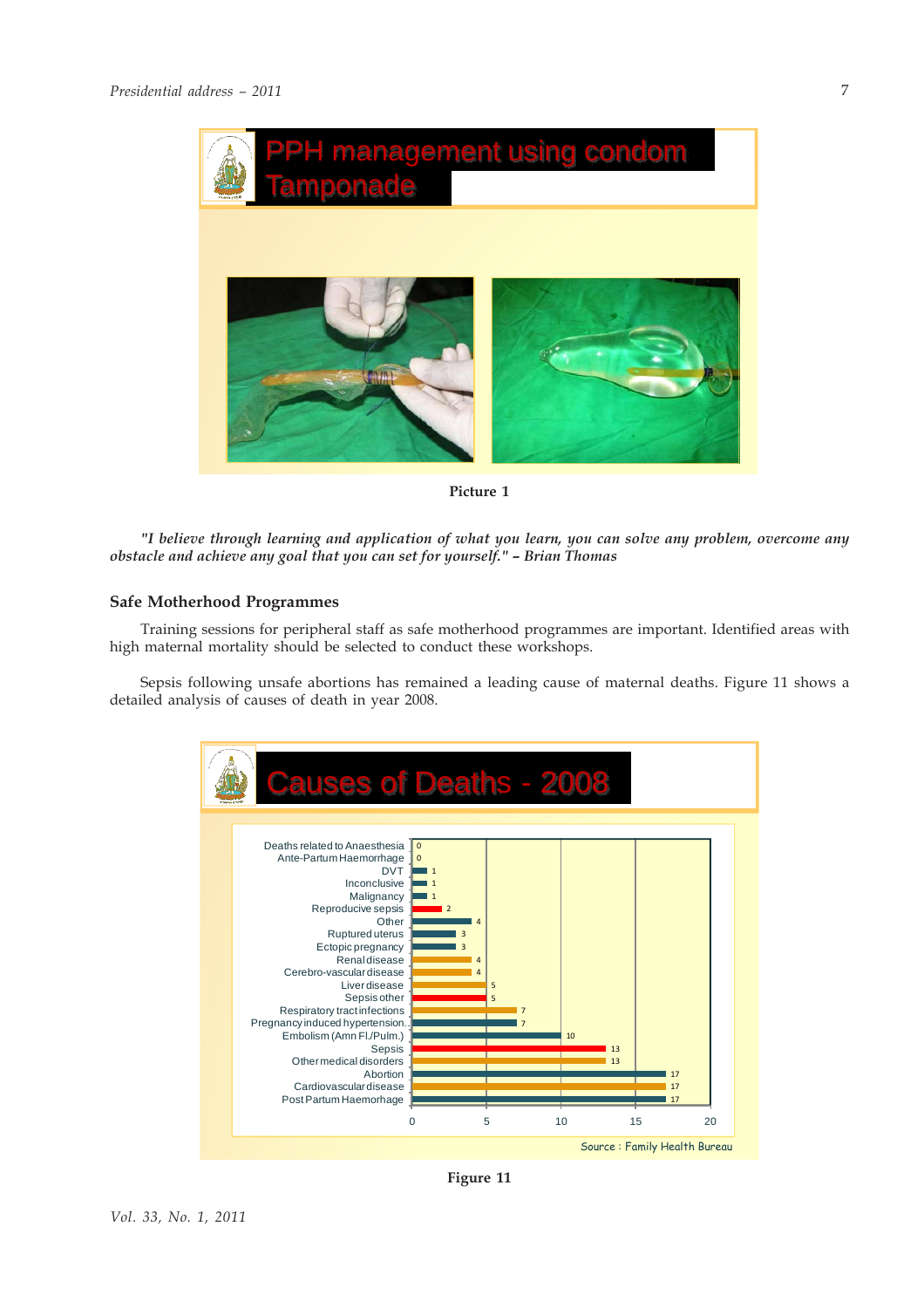PPH management using condom Tamponade

Picture 1

*"I believe through learning and application of what you learn, you can solve any problem, overcome any obstacle and achieve any goal that you can set for yourself." – Brian Thomas*

## Safe Motherhood Programmes

Training sessions for peripheral staff as safe motherhood programmes are important. Identified areas with high maternal mortality should be selected to conduct these workshops.

Sepsis following unsafe abortions has remained a leading cause of maternal deaths. Figure 11 shows a detailed analysis of causes of death in year 2008.

Causes of Deaths - 2008

| Cause | Number |
|---|---|
| Deaths related to Anaesthesia | 0 |
| Ante-Partum Haemorrhage | 0 |
| DVT | 1 |
| Inconclusive | 1 |
| Malignancy | 1 |
| Reproducive sepsis | 2 |
| Other | 4 |
| Ruptured uterus | 3 |
| Ectopic pregnancy | 3 |
| Renal disease | 4 |
| Cerebro-vascular disease | 4 |
| Liver disease | 5 |
| Sepsis other | 5 |
| Respiratory tract infections | 7 |
| Pregnancy induced hypertension.. | 7 |
| Embolism (Amn Fl./Pulm.) | 10 |
| Sepsis | 13 |
| Other medical disorders | 13 |
| Abortion | 17 |
| Cardiovascular disease | 17 |
| Post Partum Haemorrhage | 17 |

Source : Family Health Bureau

Figure 11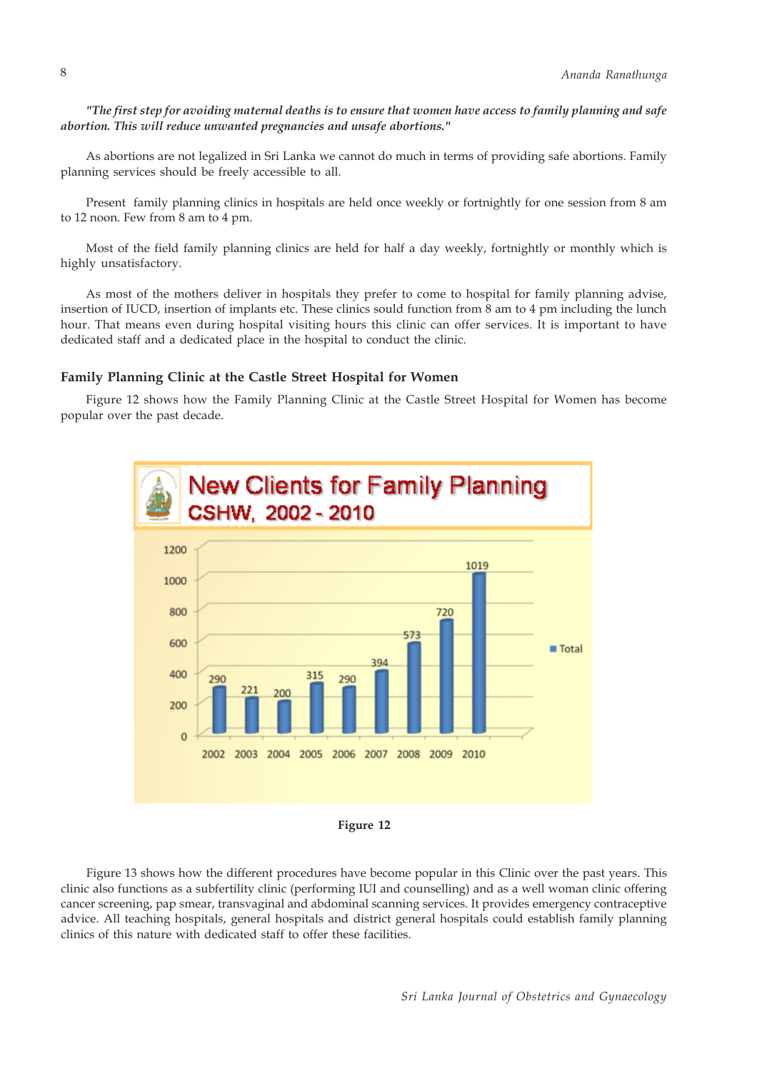*"The first step for avoiding maternal deaths is to ensure that women have access to family planning and safe abortion. This will reduce unwanted pregnancies and unsafe abortions."*

As abortions are not legalized in Sri Lanka we cannot do much in terms of providing safe abortions. Family planning services should be freely accessible to all.

Present family planning clinics in hospitals are held once weekly or fortnightly for one session from 8 am to 12 noon. Few from 8 am to 4 pm.

Most of the field family planning clinics are held for half a day weekly, fortnightly or monthly which is highly unsatisfactory.

As most of the mothers deliver in hospitals they prefer to come to hospital for family planning advise, insertion of IUCD, insertion of implants etc. These clinics sould function from 8 am to 4 pm including the lunch hour. That means even during hospital visiting hours this clinic can offer services. It is important to have dedicated staff and a dedicated place in the hospital to conduct the clinic.

### Family Planning Clinic at the Castle Street Hospital for Women

Figure 12 shows how the Family Planning Clinic at the Castle Street Hospital for Women has become popular over the past decade.

**New Clients for Family Planning CSHW, 2002 - 2010**

| Year | Total |
|---|---|
| 2002 | 290 |
| 2003 | 221 |
| 2004 | 200 |
| 2005 | 315 |
| 2006 | 290 |
| 2007 | 394 |
| 2008 | 573 |
| 2009 | 720 |
| 2010 | 1019 |

**Figure 12**

Figure 13 shows how the different procedures have become popular in this Clinic over the past years. This clinic also functions as a subfertility clinic (performing IUI and counselling) and as a well woman clinic offering cancer screening, pap smear, transvaginal and abdominal scanning services. It provides emergency contraceptive advice. All teaching hospitals, general hospitals and district general hospitals could establish family planning clinics of this nature with dedicated staff to offer these facilities.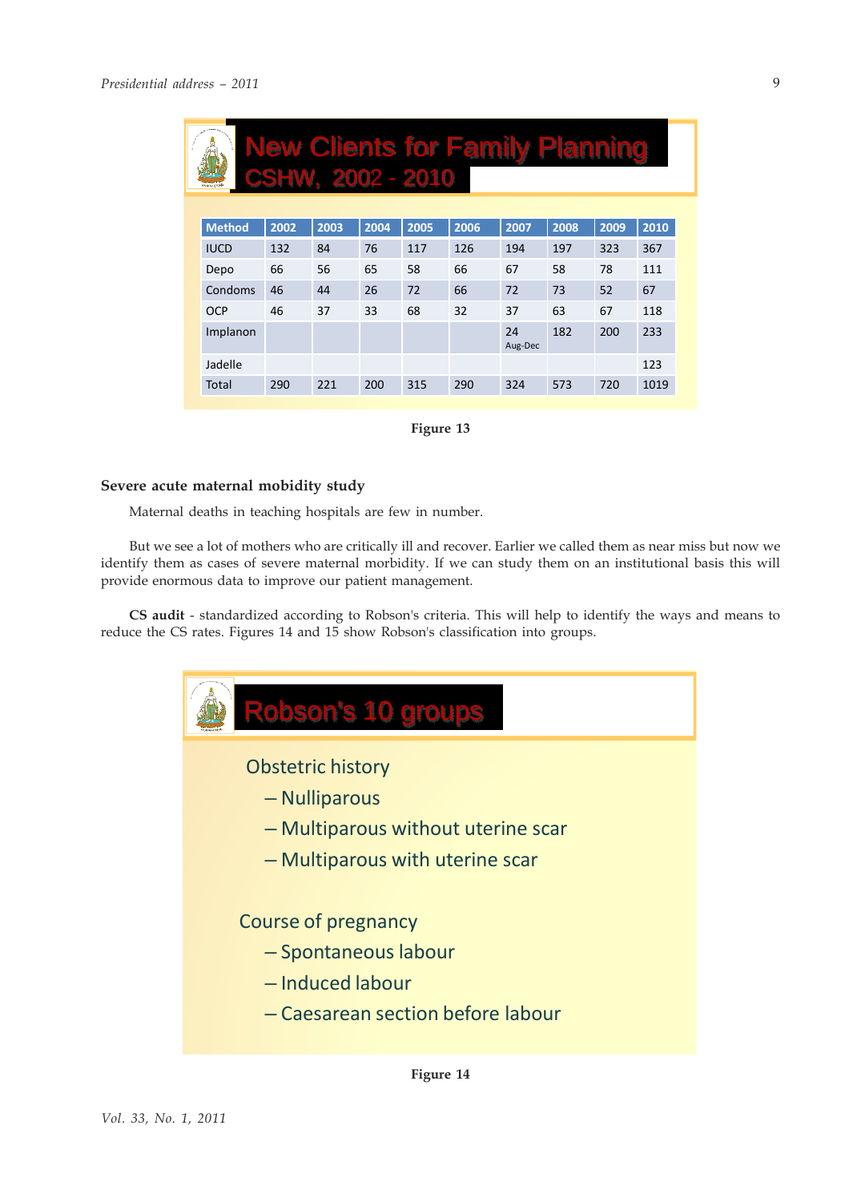**New Clients for Family Planning CSHW, 2002 - 2010**

| Method | 2002 | 2003 | 2004 | 2005 | 2006 | 2007 | 2008 | 2009 | 2010 |
|---|---|---|---|---|---|---|---|---|---|
| IUCD | 132 | 84 | 76 | 117 | 126 | 194 | 197 | 323 | 367 |
| Depo | 66 | 56 | 65 | 58 | 66 | 67 | 58 | 78 | 111 |
| Condoms | 46 | 44 | 26 | 72 | 66 | 72 | 73 | 52 | 67 |
| OCP | 46 | 37 | 33 | 68 | 32 | 37 | 63 | 67 | 118 |
| Implanon | | | | | | 24 Aug-Dec | 182 | 200 | 233 |
| Jadelle | | | | | | | | | 123 |
| Total | 290 | 221 | 200 | 315 | 290 | 324 | 573 | 720 | 1019 |

Figure 13

**Severe acute maternal mobidity study**

Maternal deaths in teaching hospitals are few in number.

But we see a lot of mothers who are critically ill and recover. Earlier we called them as near miss but now we identify them as cases of severe maternal morbidity. If we can study them on an institutional basis this will provide enormous data to improve our patient management.

**CS audit** - standardized according to Robson's criteria. This will help to identify the ways and means to reduce the CS rates. Figures 14 and 15 show Robson's classification into groups.

**Robson's 10 groups**

Obstetric history
- Nulliparous
- Multiparous without uterine scar
- Multiparous with uterine scar

Course of pregnancy
- Spontaneous labour
- Induced labour
- Caesarean section before labour

Figure 14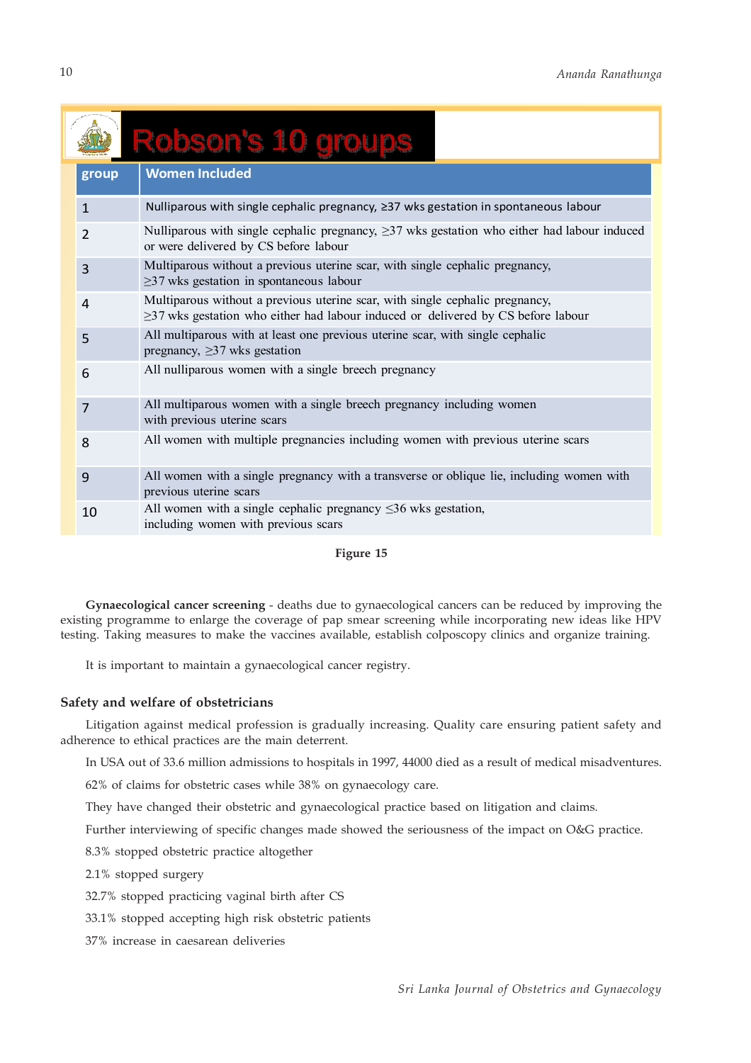**Robson's 10 groups**

| group | Women Included |
|---|---|
| 1 | Nulliparous with single cephalic pregnancy, ≥37 wks gestation in spontaneous labour |
| 2 | Nulliparous with single cephalic pregnancy, ≥37 wks gestation who either had labour induced or were delivered by CS before labour |
| 3 | Multiparous without a previous uterine scar, with single cephalic pregnancy, ≥37 wks gestation in spontaneous labour |
| 4 | Multiparous without a previous uterine scar, with single cephalic pregnancy, ≥37 wks gestation who either had labour induced or delivered by CS before labour |
| 5 | All multiparous with at least one previous uterine scar, with single cephalic pregnancy, ≥37 wks gestation |
| 6 | All nulliparous women with a single breech pregnancy |
| 7 | All multiparous women with a single breech pregnancy including women with previous uterine scars |
| 8 | All women with multiple pregnancies including women with previous uterine scars |
| 9 | All women with a single pregnancy with a transverse or oblique lie, including women with previous uterine scars |
| 10 | All women with a single cephalic pregnancy ≤36 wks gestation, including women with previous scars |

**Figure 15**

**Gynaecological cancer screening** - deaths due to gynaecological cancers can be reduced by improving the existing programme to enlarge the coverage of pap smear screening while incorporating new ideas like HPV testing. Taking measures to make the vaccines available, establish colposcopy clinics and organize training.

It is important to maintain a gynaecological cancer registry.

### Safety and welfare of obstetricians

Litigation against medical profession is gradually increasing. Quality care ensuring patient safety and adherence to ethical practices are the main deterrent.

In USA out of 33.6 million admissions to hospitals in 1997, 44000 died as a result of medical misadventures.

62% of claims for obstetric cases while 38% on gynaecology care.

They have changed their obstetric and gynaecological practice based on litigation and claims.

Further interviewing of specific changes made showed the seriousness of the impact on O&G practice.

8.3% stopped obstetric practice altogether

2.1% stopped surgery

32.7% stopped practicing vaginal birth after CS

33.1% stopped accepting high risk obstetric patients

37% increase in caesarean deliveries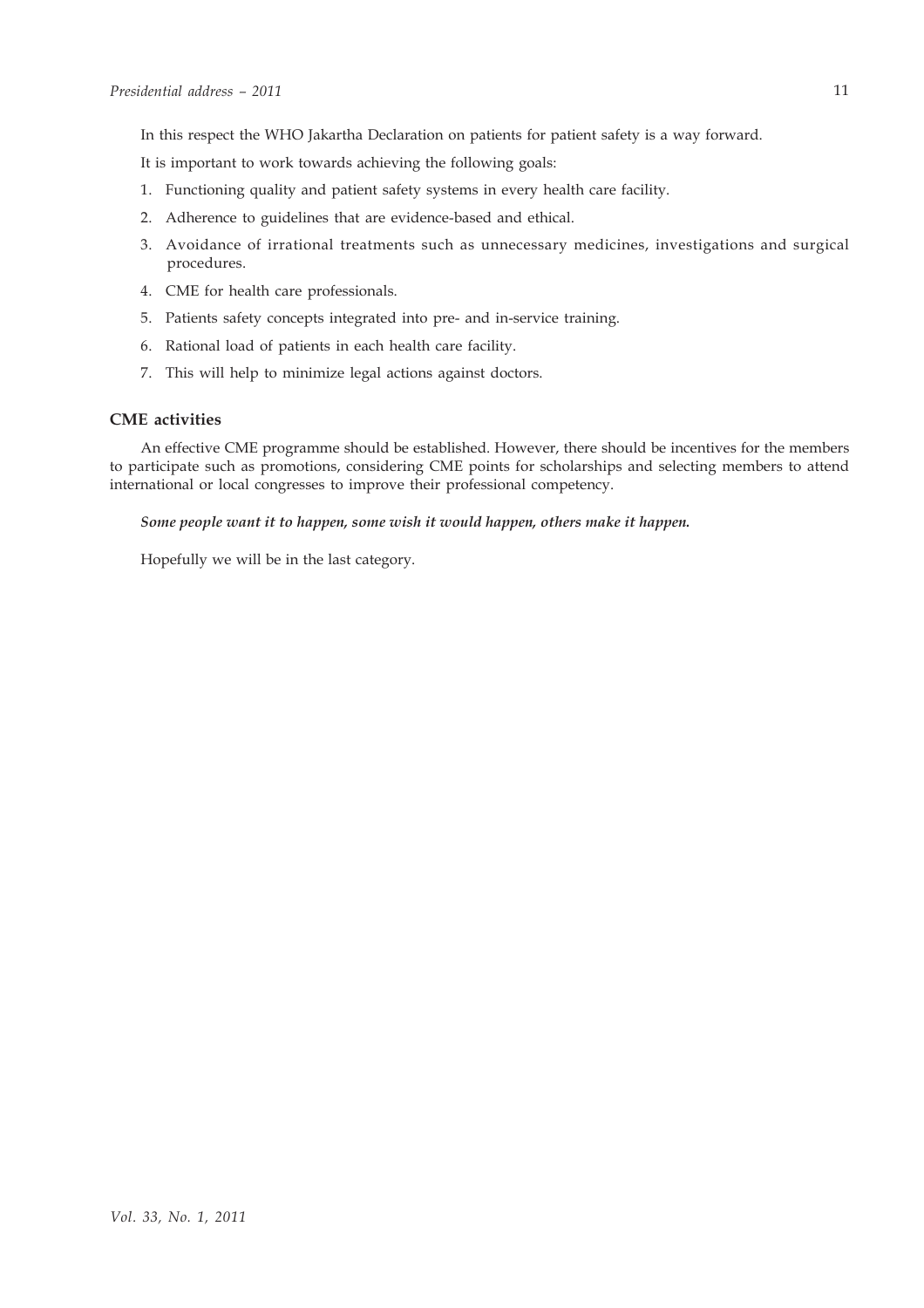In this respect the WHO Jakartha Declaration on patients for patient safety is a way forward.

It is important to work towards achieving the following goals:

1. Functioning quality and patient safety systems in every health care facility.
2. Adherence to guidelines that are evidence-based and ethical.
3. Avoidance of irrational treatments such as unnecessary medicines, investigations and surgical procedures.
4. CME for health care professionals.
5. Patients safety concepts integrated into pre- and in-service training.
6. Rational load of patients in each health care facility.
7. This will help to minimize legal actions against doctors.

## CME activities

An effective CME programme should be established. However, there should be incentives for the members to participate such as promotions, considering CME points for scholarships and selecting members to attend international or local congresses to improve their professional competency.

***Some people want it to happen, some wish it would happen, others make it happen.***

Hopefully we will be in the last category.